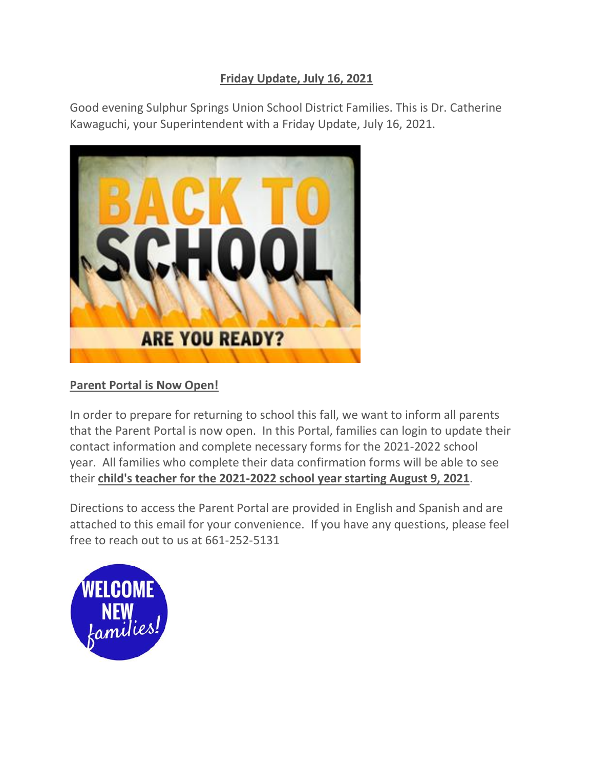**Friday Update, July 16, 2021**

Good evening Sulphur Springs Union School District Families. This is Dr. Catherine Kawaguchi, your Superintendent with a Friday Update, July 16, 2021.

**Parent Portal is Now Open!**

In order to prepare for returning to school this fall, we want to inform all parents that the Parent Portal is now open. In this Portal, families can login to update their contact information and complete necessary forms for the 2021-2022 school year. All families who complete their data confirmation forms will be able to see their **child's teacher for the 2021-2022 school year starting August 9, 2021**.

Directions to access the Parent Portal are provided in English and Spanish and are attached to this email for your convenience. If you have any questions, please feel free to reach out to us at 661-252-5131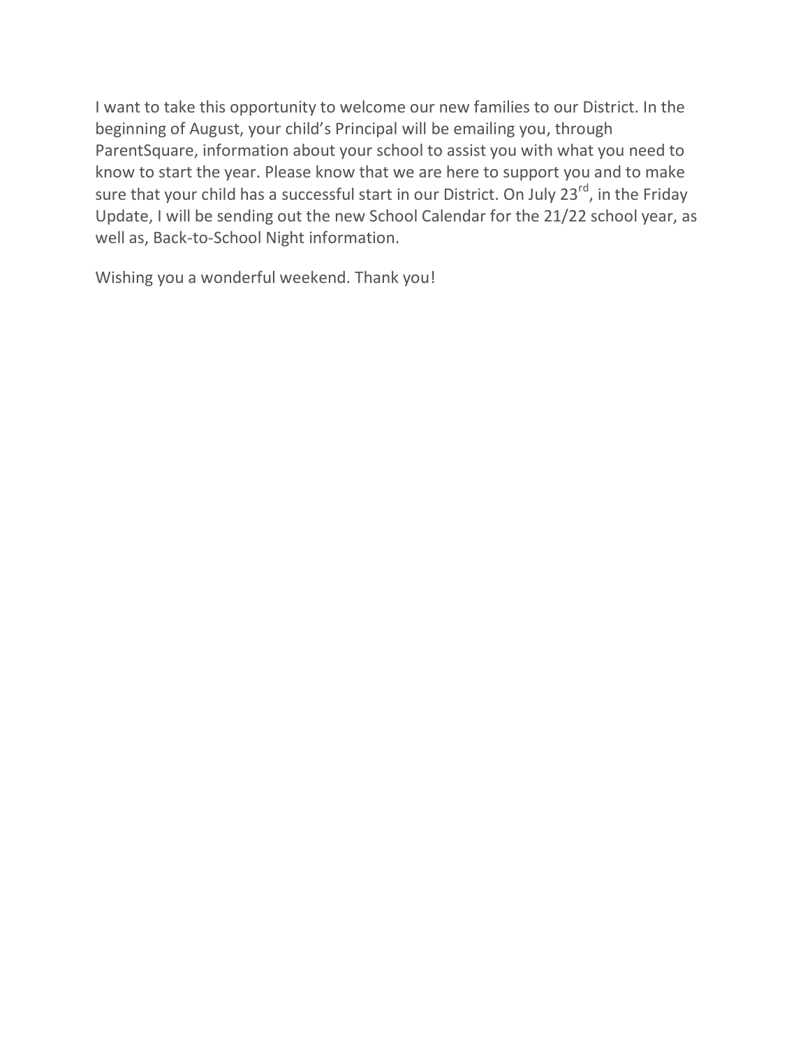I want to take this opportunity to welcome our new families to our District. In the beginning of August, your child's Principal will be emailing you, through ParentSquare, information about your school to assist you with what you need to know to start the year. Please know that we are here to support you and to make sure that your child has a successful start in our District. On July 23rd, in the Friday Update, I will be sending out the new School Calendar for the 21/22 school year, as well as, Back-to-School Night information.

Wishing you a wonderful weekend. Thank you!